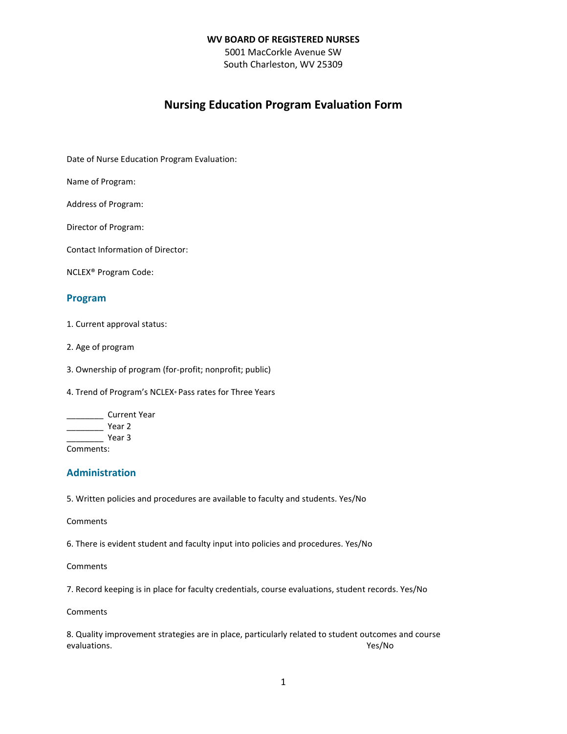**WV BOARD OF REGISTERED NURSES**
5001 MacCorkle Avenue SW
South Charleston, WV 25309

# Nursing Education Program Evaluation Form

Date of Nurse Education Program Evaluation:

Name of Program:

Address of Program:

Director of Program:

Contact Information of Director:

NCLEX® Program Code:

## Program

1. Current approval status:

2. Age of program

3. Ownership of program (for-profit; nonprofit; public)

4. Trend of Program's NCLEX® Pass rates for Three Years

________ Current Year
________ Year 2
________ Year 3
Comments:

## Administration

5. Written policies and procedures are available to faculty and students. Yes/No

Comments

6. There is evident student and faculty input into policies and procedures. Yes/No

Comments

7. Record keeping is in place for faculty credentials, course evaluations, student records. Yes/No

Comments

8. Quality improvement strategies are in place, particularly related to student outcomes and course evaluations. Yes/No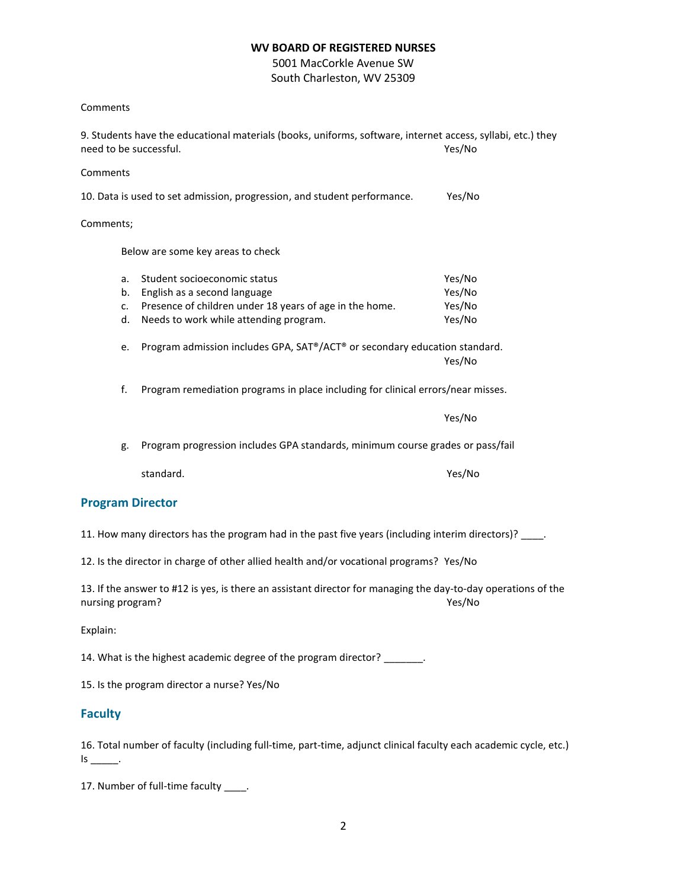WV BOARD OF REGISTERED NURSES
5001 MacCorkle Avenue SW
South Charleston, WV 25309

Comments

9. Students have the educational materials (books, uniforms, software, internet access, syllabi, etc.) they need to be successful. Yes/No

Comments

10. Data is used to set admission, progression, and student performance. Yes/No

Comments;

Below are some key areas to check

a. Student socioeconomic status Yes/No
b. English as a second language Yes/No
c. Presence of children under 18 years of age in the home. Yes/No
d. Needs to work while attending program. Yes/No

e. Program admission includes GPA, SAT®/ACT® or secondary education standard. Yes/No

f. Program remediation programs in place including for clinical errors/near misses. Yes/No

g. Program progression includes GPA standards, minimum course grades or pass/fail standard. Yes/No

## Program Director

11. How many directors has the program had in the past five years (including interim directors)? ____.

12. Is the director in charge of other allied health and/or vocational programs? Yes/No

13. If the answer to #12 is yes, is there an assistant director for managing the day-to-day operations of the nursing program? Yes/No

Explain:

14. What is the highest academic degree of the program director? _______.

15. Is the program director a nurse? Yes/No

## Faculty

16. Total number of faculty (including full-time, part-time, adjunct clinical faculty each academic cycle, etc.) Is _____.

17. Number of full-time faculty ____.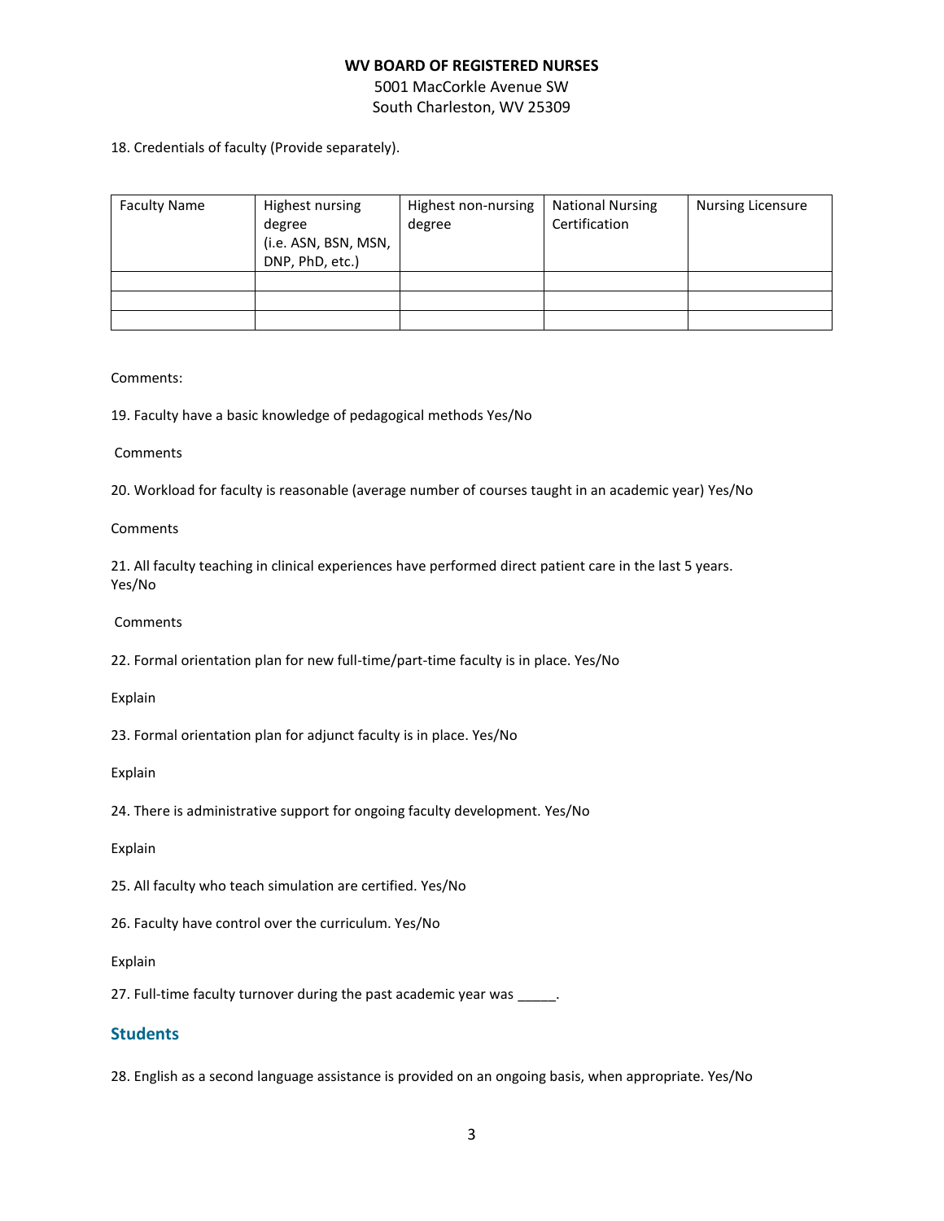**WV BOARD OF REGISTERED NURSES**
5001 MacCorkle Avenue SW
South Charleston, WV 25309

18. Credentials of faculty (Provide separately).

| Faculty Name | Highest nursing degree (i.e. ASN, BSN, MSN, DNP, PhD, etc.) | Highest non-nursing degree | National Nursing Certification | Nursing Licensure |
|---|---|---|---|---|
| | | | | |
| | | | | |
| | | | | |

Comments:

19. Faculty have a basic knowledge of pedagogical methods Yes/No

Comments

20. Workload for faculty is reasonable (average number of courses taught in an academic year) Yes/No

Comments

21. All faculty teaching in clinical experiences have performed direct patient care in the last 5 years. Yes/No

Comments

22. Formal orientation plan for new full-time/part-time faculty is in place. Yes/No

Explain

23. Formal orientation plan for adjunct faculty is in place. Yes/No

Explain

24. There is administrative support for ongoing faculty development. Yes/No

Explain

25. All faculty who teach simulation are certified. Yes/No

26. Faculty have control over the curriculum. Yes/No

Explain

27. Full-time faculty turnover during the past academic year was _____.

## Students

28. English as a second language assistance is provided on an ongoing basis, when appropriate. Yes/No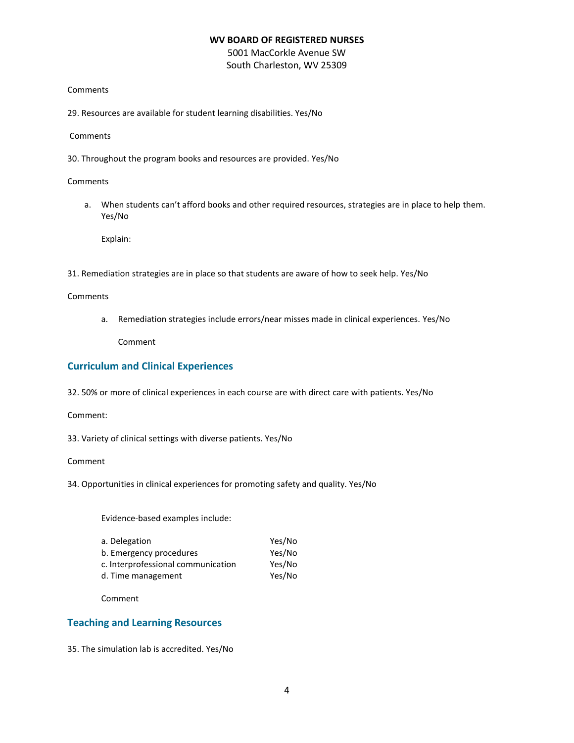Comments

29. Resources are available for student learning disabilities. Yes/No

Comments

30. Throughout the program books and resources are provided. Yes/No

Comments

a. When students can't afford books and other required resources, strategies are in place to help them. Yes/No

   Explain:

31. Remediation strategies are in place so that students are aware of how to seek help. Yes/No

Comments

a. Remediation strategies include errors/near misses made in clinical experiences. Yes/No

   Comment

## Curriculum and Clinical Experiences

32. 50% or more of clinical experiences in each course are with direct care with patients. Yes/No

Comment:

33. Variety of clinical settings with diverse patients. Yes/No

Comment

34. Opportunities in clinical experiences for promoting safety and quality. Yes/No

Evidence-based examples include:

| | |
|---|---|
| a. Delegation | Yes/No |
| b. Emergency procedures | Yes/No |
| c. Interprofessional communication | Yes/No |
| d. Time management | Yes/No |

Comment

## Teaching and Learning Resources

35. The simulation lab is accredited. Yes/No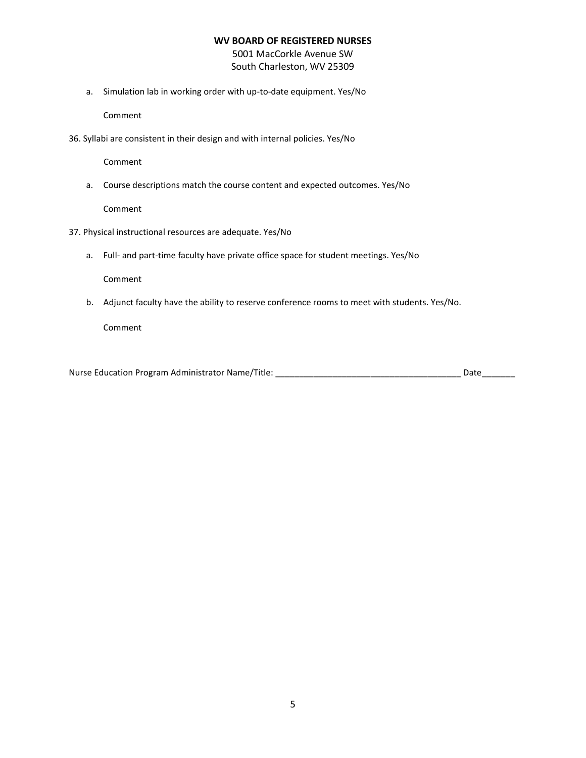a. Simulation lab in working order with up-to-date equipment. Yes/No

   Comment

36. Syllabi are consistent in their design and with internal policies. Yes/No

   Comment

   a. Course descriptions match the course content and expected outcomes. Yes/No

      Comment

37. Physical instructional resources are adequate. Yes/No

   a. Full- and part-time faculty have private office space for student meetings. Yes/No

      Comment

   b. Adjunct faculty have the ability to reserve conference rooms to meet with students. Yes/No.

      Comment

Nurse Education Program Administrator Name/Title: _______________________________________ Date_______